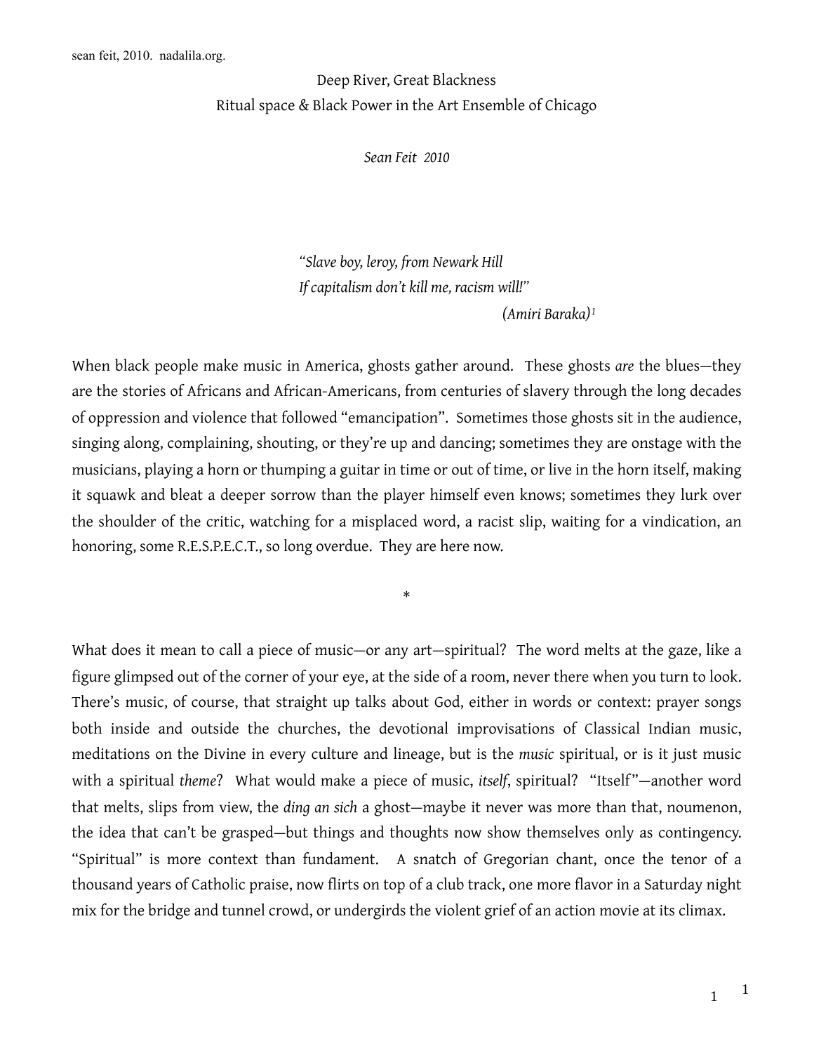# Deep River, Great Blackness

## Ritual space & Black Power in the Art Ensemble of Chicago

*Sean Feit 2010*

> *"Slave boy, leroy, from Newark Hill*
> *If capitalism don't kill me, racism will!"*
>
> *(Amiri Baraka)*[1]

When black people make music in America, ghosts gather around. These ghosts *are* the blues—they are the stories of Africans and African-Americans, from centuries of slavery through the long decades of oppression and violence that followed "emancipation". Sometimes those ghosts sit in the audience, singing along, complaining, shouting, or they're up and dancing; sometimes they are onstage with the musicians, playing a horn or thumping a guitar in time or out of time, or live in the horn itself, making it squawk and bleat a deeper sorrow than the player himself even knows; sometimes they lurk over the shoulder of the critic, watching for a misplaced word, a racist slip, waiting for a vindication, an honoring, some R.E.S.P.E.C.T., so long overdue. They are here now.

*

What does it mean to call a piece of music—or any art—spiritual? The word melts at the gaze, like a figure glimpsed out of the corner of your eye, at the side of a room, never there when you turn to look. There's music, of course, that straight up talks about God, either in words or context: prayer songs both inside and outside the churches, the devotional improvisations of Classical Indian music, meditations on the Divine in every culture and lineage, but is the *music* spiritual, or is it just music with a spiritual *theme*? What would make a piece of music, *itself*, spiritual? "Itself"—another word that melts, slips from view, the *ding an sich* a ghost—maybe it never was more than that, noumenon, the idea that can't be grasped—but things and thoughts now show themselves only as contingency. "Spiritual" is more context than fundament. A snatch of Gregorian chant, once the tenor of a thousand years of Catholic praise, now flirts on top of a club track, one more flavor in a Saturday night mix for the bridge and tunnel crowd, or undergirds the violent grief of an action movie at its climax.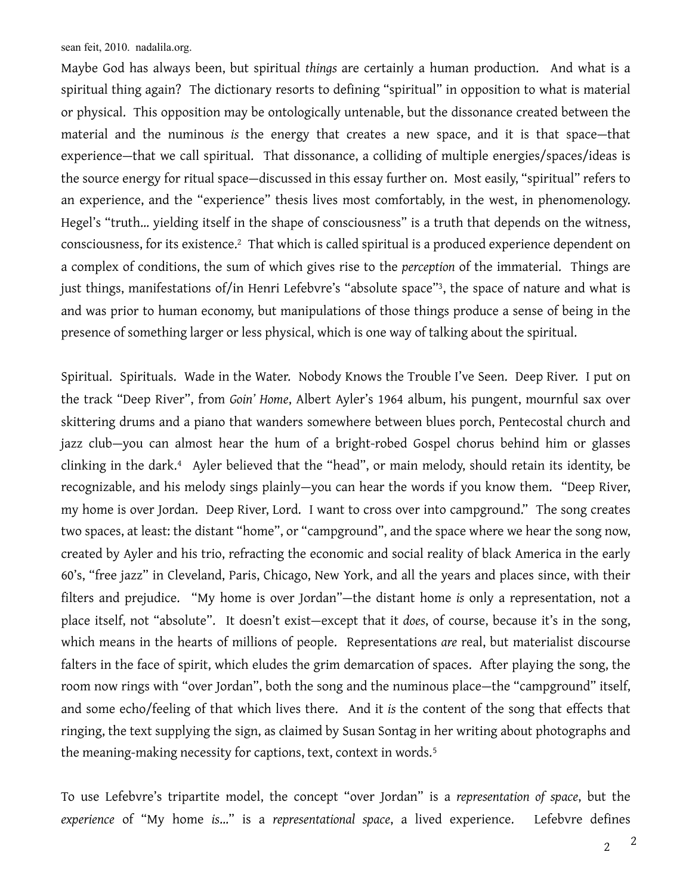Maybe God has always been, but spiritual *things* are certainly a human production. And what is a spiritual thing again? The dictionary resorts to defining "spiritual" in opposition to what is material or physical. This opposition may be ontologically untenable, but the dissonance created between the material and the numinous *is* the energy that creates a new space, and it is that space—that experience—that we call spiritual. That dissonance, a colliding of multiple energies/spaces/ideas is the source energy for ritual space—discussed in this essay further on. Most easily, "spiritual" refers to an experience, and the "experience" thesis lives most comfortably, in the west, in phenomenology. Hegel's "truth... yielding itself in the shape of consciousness" is a truth that depends on the witness, consciousness, for its existence.[2] That which is called spiritual is a produced experience dependent on a complex of conditions, the sum of which gives rise to the *perception* of the immaterial. Things are just things, manifestations of/in Henri Lefebvre's "absolute space"[3], the space of nature and what is and was prior to human economy, but manipulations of those things produce a sense of being in the presence of something larger or less physical, which is one way of talking about the spiritual.

Spiritual. Spirituals. Wade in the Water. Nobody Knows the Trouble I've Seen. Deep River. I put on the track "Deep River", from *Goin' Home*, Albert Ayler's 1964 album, his pungent, mournful sax over skittering drums and a piano that wanders somewhere between blues porch, Pentecostal church and jazz club—you can almost hear the hum of a bright-robed Gospel chorus behind him or glasses clinking in the dark.[4] Ayler believed that the "head", or main melody, should retain its identity, be recognizable, and his melody sings plainly—you can hear the words if you know them. "Deep River, my home is over Jordan. Deep River, Lord. I want to cross over into campground." The song creates two spaces, at least: the distant "home", or "campground", and the space where we hear the song now, created by Ayler and his trio, refracting the economic and social reality of black America in the early 60's, "free jazz" in Cleveland, Paris, Chicago, New York, and all the years and places since, with their filters and prejudice. "My home is over Jordan"—the distant home *is* only a representation, not a place itself, not "absolute". It doesn't exist—except that it *does*, of course, because it's in the song, which means in the hearts of millions of people. Representations *are* real, but materialist discourse falters in the face of spirit, which eludes the grim demarcation of spaces. After playing the song, the room now rings with "over Jordan", both the song and the numinous place—the "campground" itself, and some echo/feeling of that which lives there. And it *is* the content of the song that effects that ringing, the text supplying the sign, as claimed by Susan Sontag in her writing about photographs and the meaning-making necessity for captions, text, context in words.[5]

To use Lefebvre's tripartite model, the concept "over Jordan" is a *representation of space*, but the *experience* of "My home *is*..." is a *representational space*, a lived experience. Lefebvre defines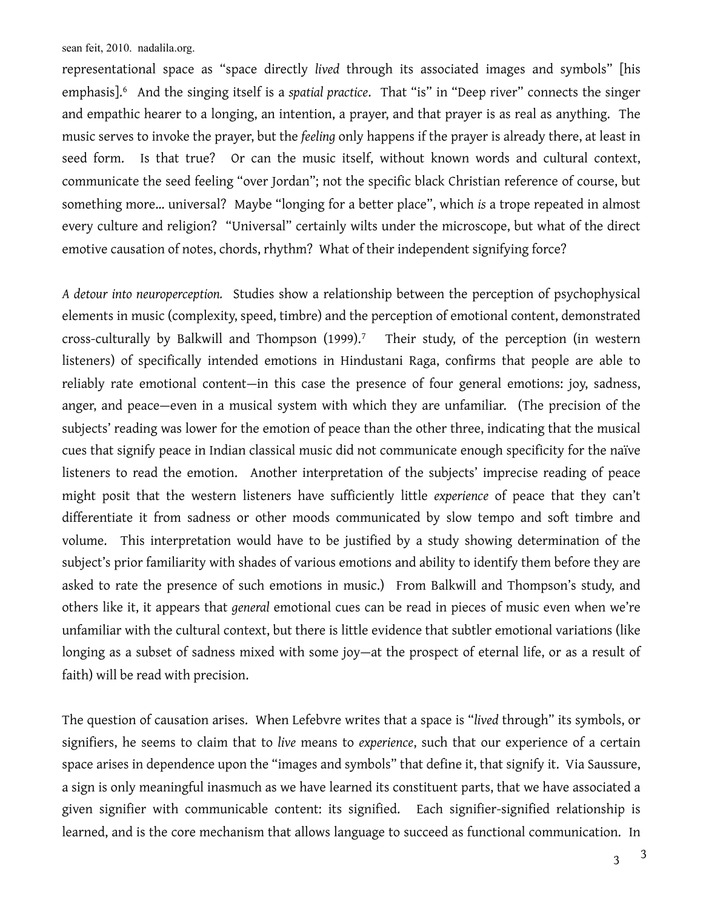representational space as "space directly *lived* through its associated images and symbols" [his emphasis].[6] And the singing itself is a *spatial practice*. That "is" in "Deep river" connects the singer and empathic hearer to a longing, an intention, a prayer, and that prayer is as real as anything. The music serves to invoke the prayer, but the *feeling* only happens if the prayer is already there, at least in seed form. Is that true? Or can the music itself, without known words and cultural context, communicate the seed feeling "over Jordan"; not the specific black Christian reference of course, but something more... universal? Maybe "longing for a better place", which *is* a trope repeated in almost every culture and religion? "Universal" certainly wilts under the microscope, but what of the direct emotive causation of notes, chords, rhythm? What of their independent signifying force?

*A detour into neuroperception.* Studies show a relationship between the perception of psychophysical elements in music (complexity, speed, timbre) and the perception of emotional content, demonstrated cross-culturally by Balkwill and Thompson (1999).[7] Their study, of the perception (in western listeners) of specifically intended emotions in Hindustani Raga, confirms that people are able to reliably rate emotional content—in this case the presence of four general emotions: joy, sadness, anger, and peace—even in a musical system with which they are unfamiliar. (The precision of the subjects' reading was lower for the emotion of peace than the other three, indicating that the musical cues that signify peace in Indian classical music did not communicate enough specificity for the naïve listeners to read the emotion. Another interpretation of the subjects' imprecise reading of peace might posit that the western listeners have sufficiently little *experience* of peace that they can't differentiate it from sadness or other moods communicated by slow tempo and soft timbre and volume. This interpretation would have to be justified by a study showing determination of the subject's prior familiarity with shades of various emotions and ability to identify them before they are asked to rate the presence of such emotions in music.) From Balkwill and Thompson's study, and others like it, it appears that *general* emotional cues can be read in pieces of music even when we're unfamiliar with the cultural context, but there is little evidence that subtler emotional variations (like longing as a subset of sadness mixed with some joy—at the prospect of eternal life, or as a result of faith) will be read with precision.

The question of causation arises. When Lefebvre writes that a space is "*lived* through" its symbols, or signifiers, he seems to claim that to *live* means to *experience*, such that our experience of a certain space arises in dependence upon the "images and symbols" that define it, that signify it. Via Saussure, a sign is only meaningful inasmuch as we have learned its constituent parts, that we have associated a given signifier with communicable content: its signified. Each signifier-signified relationship is learned, and is the core mechanism that allows language to succeed as functional communication. In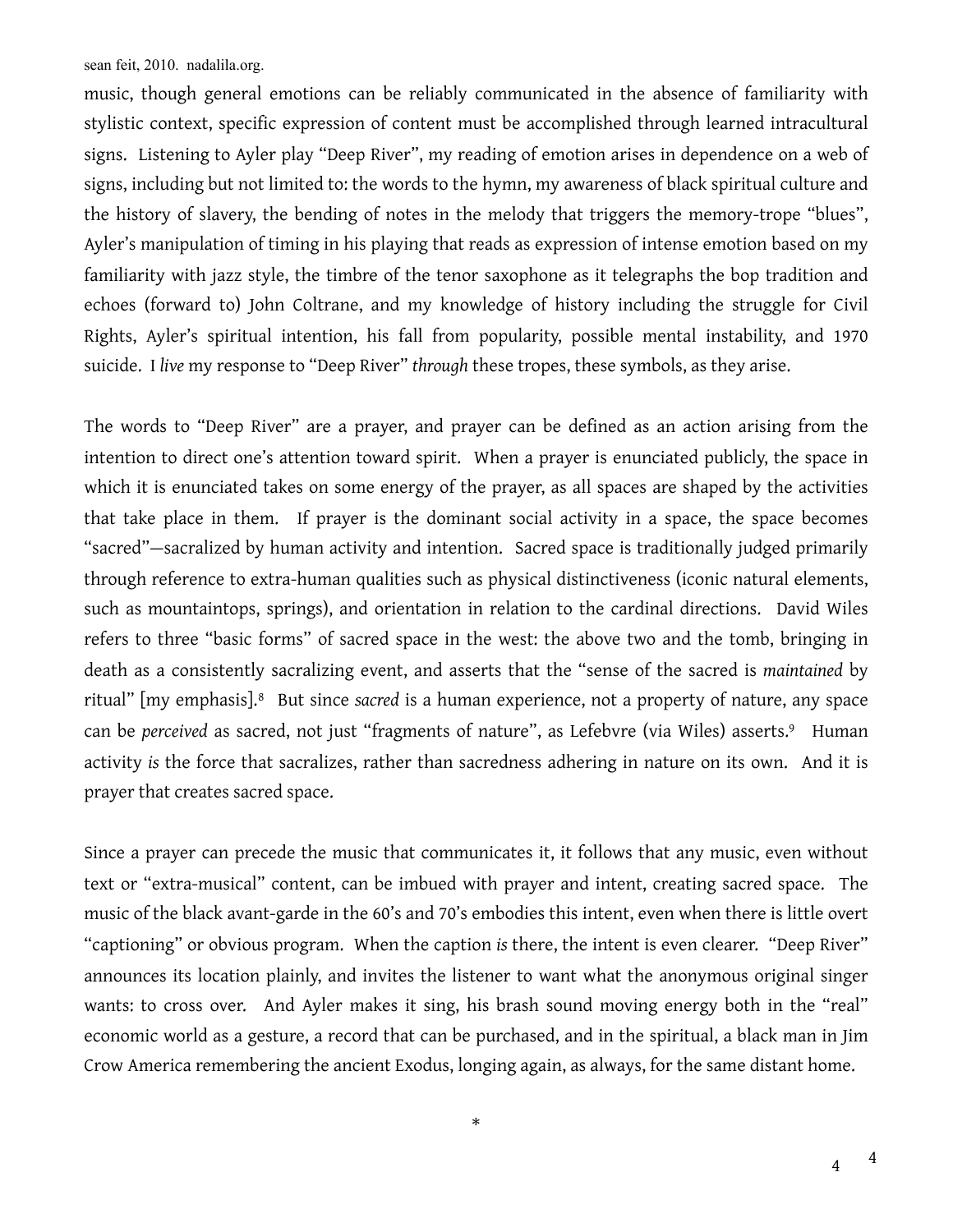music, though general emotions can be reliably communicated in the absence of familiarity with stylistic context, specific expression of content must be accomplished through learned intracultural signs. Listening to Ayler play "Deep River", my reading of emotion arises in dependence on a web of signs, including but not limited to: the words to the hymn, my awareness of black spiritual culture and the history of slavery, the bending of notes in the melody that triggers the memory-trope "blues", Ayler's manipulation of timing in his playing that reads as expression of intense emotion based on my familiarity with jazz style, the timbre of the tenor saxophone as it telegraphs the bop tradition and echoes (forward to) John Coltrane, and my knowledge of history including the struggle for Civil Rights, Ayler's spiritual intention, his fall from popularity, possible mental instability, and 1970 suicide. I *live* my response to "Deep River" *through* these tropes, these symbols, as they arise.

The words to "Deep River" are a prayer, and prayer can be defined as an action arising from the intention to direct one's attention toward spirit. When a prayer is enunciated publicly, the space in which it is enunciated takes on some energy of the prayer, as all spaces are shaped by the activities that take place in them. If prayer is the dominant social activity in a space, the space becomes "sacred"—sacralized by human activity and intention. Sacred space is traditionally judged primarily through reference to extra-human qualities such as physical distinctiveness (iconic natural elements, such as mountaintops, springs), and orientation in relation to the cardinal directions. David Wiles refers to three "basic forms" of sacred space in the west: the above two and the tomb, bringing in death as a consistently sacralizing event, and asserts that the "sense of the sacred is *maintained* by ritual" [my emphasis].[8] But since *sacred* is a human experience, not a property of nature, any space can be *perceived* as sacred, not just "fragments of nature", as Lefebvre (via Wiles) asserts.[9] Human activity *is* the force that sacralizes, rather than sacredness adhering in nature on its own. And it is prayer that creates sacred space.

Since a prayer can precede the music that communicates it, it follows that any music, even without text or "extra-musical" content, can be imbued with prayer and intent, creating sacred space. The music of the black avant-garde in the 60's and 70's embodies this intent, even when there is little overt "captioning" or obvious program. When the caption *is* there, the intent is even clearer. "Deep River" announces its location plainly, and invites the listener to want what the anonymous original singer wants: to cross over. And Ayler makes it sing, his brash sound moving energy both in the "real" economic world as a gesture, a record that can be purchased, and in the spiritual, a black man in Jim Crow America remembering the ancient Exodus, longing again, as always, for the same distant home.

*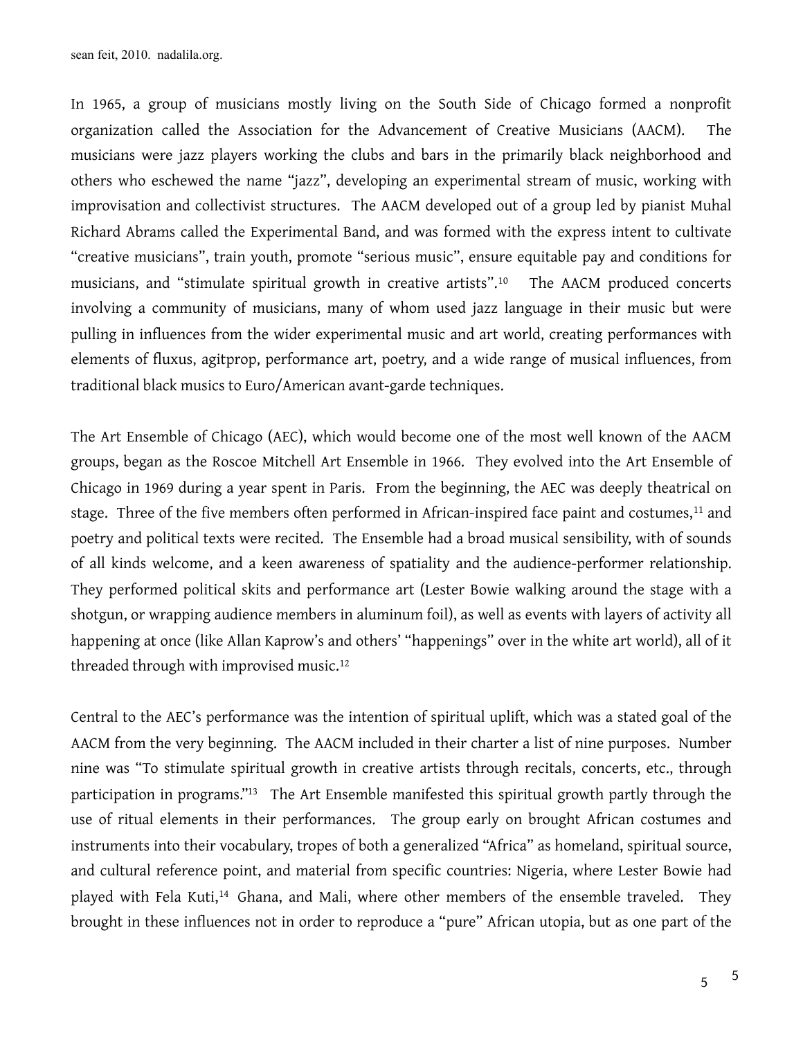In 1965, a group of musicians mostly living on the South Side of Chicago formed a nonprofit organization called the Association for the Advancement of Creative Musicians (AACM). The musicians were jazz players working the clubs and bars in the primarily black neighborhood and others who eschewed the name "jazz", developing an experimental stream of music, working with improvisation and collectivist structures. The AACM developed out of a group led by pianist Muhal Richard Abrams called the Experimental Band, and was formed with the express intent to cultivate "creative musicians", train youth, promote "serious music", ensure equitable pay and conditions for musicians, and "stimulate spiritual growth in creative artists".[10] The AACM produced concerts involving a community of musicians, many of whom used jazz language in their music but were pulling in influences from the wider experimental music and art world, creating performances with elements of fluxus, agitprop, performance art, poetry, and a wide range of musical influences, from traditional black musics to Euro/American avant-garde techniques.

The Art Ensemble of Chicago (AEC), which would become one of the most well known of the AACM groups, began as the Roscoe Mitchell Art Ensemble in 1966. They evolved into the Art Ensemble of Chicago in 1969 during a year spent in Paris. From the beginning, the AEC was deeply theatrical on stage. Three of the five members often performed in African-inspired face paint and costumes,[11] and poetry and political texts were recited. The Ensemble had a broad musical sensibility, with of sounds of all kinds welcome, and a keen awareness of spatiality and the audience-performer relationship. They performed political skits and performance art (Lester Bowie walking around the stage with a shotgun, or wrapping audience members in aluminum foil), as well as events with layers of activity all happening at once (like Allan Kaprow's and others' "happenings" over in the white art world), all of it threaded through with improvised music.[12]

Central to the AEC's performance was the intention of spiritual uplift, which was a stated goal of the AACM from the very beginning. The AACM included in their charter a list of nine purposes. Number nine was "To stimulate spiritual growth in creative artists through recitals, concerts, etc., through participation in programs."[13] The Art Ensemble manifested this spiritual growth partly through the use of ritual elements in their performances. The group early on brought African costumes and instruments into their vocabulary, tropes of both a generalized "Africa" as homeland, spiritual source, and cultural reference point, and material from specific countries: Nigeria, where Lester Bowie had played with Fela Kuti,[14] Ghana, and Mali, where other members of the ensemble traveled. They brought in these influences not in order to reproduce a "pure" African utopia, but as one part of the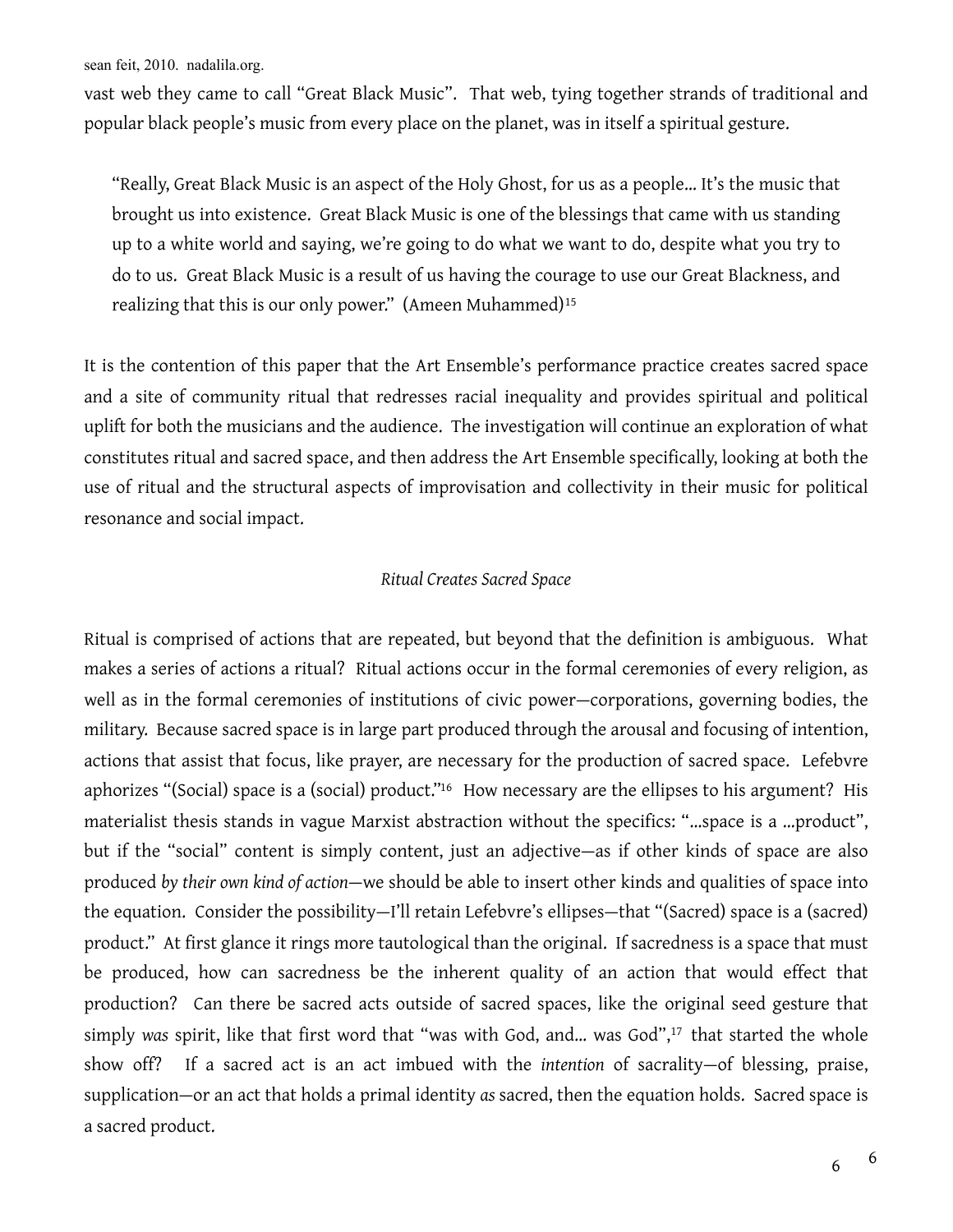vast web they came to call "Great Black Music". That web, tying together strands of traditional and popular black people's music from every place on the planet, was in itself a spiritual gesture.

> "Really, Great Black Music is an aspect of the Holy Ghost, for us as a people... It's the music that brought us into existence. Great Black Music is one of the blessings that came with us standing up to a white world and saying, we're going to do what we want to do, despite what you try to do to us. Great Black Music is a result of us having the courage to use our Great Blackness, and realizing that this is our only power." (Ameen Muhammed)[15]

It is the contention of this paper that the Art Ensemble's performance practice creates sacred space and a site of community ritual that redresses racial inequality and provides spiritual and political uplift for both the musicians and the audience. The investigation will continue an exploration of what constitutes ritual and sacred space, and then address the Art Ensemble specifically, looking at both the use of ritual and the structural aspects of improvisation and collectivity in their music for political resonance and social impact.

*Ritual Creates Sacred Space*

Ritual is comprised of actions that are repeated, but beyond that the definition is ambiguous. What makes a series of actions a ritual? Ritual actions occur in the formal ceremonies of every religion, as well as in the formal ceremonies of institutions of civic power—corporations, governing bodies, the military. Because sacred space is in large part produced through the arousal and focusing of intention, actions that assist that focus, like prayer, are necessary for the production of sacred space. Lefebvre aphorizes "(Social) space is a (social) product."[16] How necessary are the ellipses to his argument? His materialist thesis stands in vague Marxist abstraction without the specifics: "...space is a ...product", but if the "social" content is simply content, just an adjective—as if other kinds of space are also produced *by their own kind of action*—we should be able to insert other kinds and qualities of space into the equation. Consider the possibility—I'll retain Lefebvre's ellipses—that "(Sacred) space is a (sacred) product." At first glance it rings more tautological than the original. If sacredness is a space that must be produced, how can sacredness be the inherent quality of an action that would effect that production? Can there be sacred acts outside of sacred spaces, like the original seed gesture that simply *was* spirit, like that first word that "was with God, and... was God",[17] that started the whole show off? If a sacred act is an act imbued with the *intention* of sacrality—of blessing, praise, supplication—or an act that holds a primal identity *as* sacred, then the equation holds. Sacred space is a sacred product.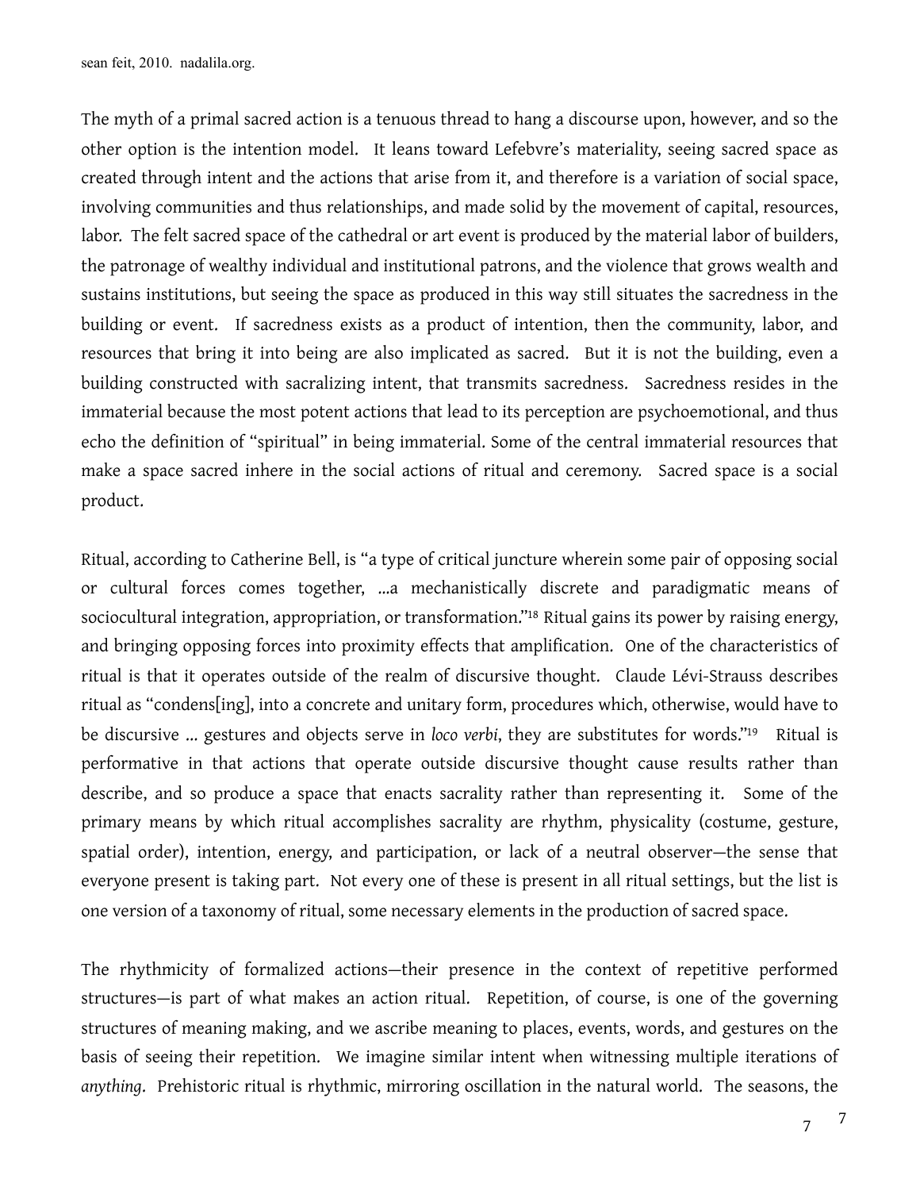The myth of a primal sacred action is a tenuous thread to hang a discourse upon, however, and so the other option is the intention model. It leans toward Lefebvre's materiality, seeing sacred space as created through intent and the actions that arise from it, and therefore is a variation of social space, involving communities and thus relationships, and made solid by the movement of capital, resources, labor. The felt sacred space of the cathedral or art event is produced by the material labor of builders, the patronage of wealthy individual and institutional patrons, and the violence that grows wealth and sustains institutions, but seeing the space as produced in this way still situates the sacredness in the building or event. If sacredness exists as a product of intention, then the community, labor, and resources that bring it into being are also implicated as sacred. But it is not the building, even a building constructed with sacralizing intent, that transmits sacredness. Sacredness resides in the immaterial because the most potent actions that lead to its perception are psychoemotional, and thus echo the definition of "spiritual" in being immaterial. Some of the central immaterial resources that make a space sacred inhere in the social actions of ritual and ceremony. Sacred space is a social product.

Ritual, according to Catherine Bell, is "a type of critical juncture wherein some pair of opposing social or cultural forces comes together, ...a mechanistically discrete and paradigmatic means of sociocultural integration, appropriation, or transformation."[18] Ritual gains its power by raising energy, and bringing opposing forces into proximity effects that amplification. One of the characteristics of ritual is that it operates outside of the realm of discursive thought. Claude Lévi-Strauss describes ritual as "condens[ing], into a concrete and unitary form, procedures which, otherwise, would have to be discursive ... gestures and objects serve in *loco verbi*, they are substitutes for words."[19] Ritual is performative in that actions that operate outside discursive thought cause results rather than describe, and so produce a space that enacts sacrality rather than representing it. Some of the primary means by which ritual accomplishes sacrality are rhythm, physicality (costume, gesture, spatial order), intention, energy, and participation, or lack of a neutral observer—the sense that everyone present is taking part. Not every one of these is present in all ritual settings, but the list is one version of a taxonomy of ritual, some necessary elements in the production of sacred space.

The rhythmicity of formalized actions—their presence in the context of repetitive performed structures—is part of what makes an action ritual. Repetition, of course, is one of the governing structures of meaning making, and we ascribe meaning to places, events, words, and gestures on the basis of seeing their repetition. We imagine similar intent when witnessing multiple iterations of *anything*. Prehistoric ritual is rhythmic, mirroring oscillation in the natural world. The seasons, the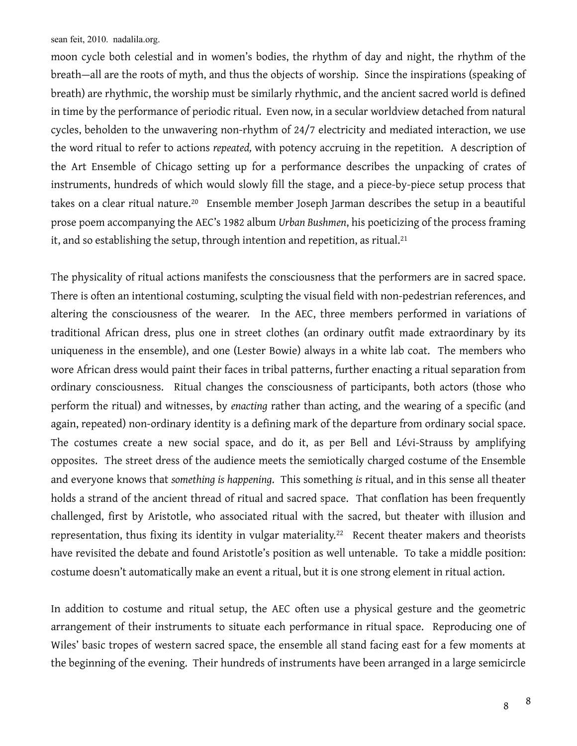moon cycle both celestial and in women's bodies, the rhythm of day and night, the rhythm of the breath—all are the roots of myth, and thus the objects of worship. Since the inspirations (speaking of breath) are rhythmic, the worship must be similarly rhythmic, and the ancient sacred world is defined in time by the performance of periodic ritual. Even now, in a secular worldview detached from natural cycles, beholden to the unwavering non-rhythm of 24/7 electricity and mediated interaction, we use the word ritual to refer to actions *repeated,* with potency accruing in the repetition. A description of the Art Ensemble of Chicago setting up for a performance describes the unpacking of crates of instruments, hundreds of which would slowly fill the stage, and a piece-by-piece setup process that takes on a clear ritual nature.[20] Ensemble member Joseph Jarman describes the setup in a beautiful prose poem accompanying the AEC's 1982 album *Urban Bushmen*, his poeticizing of the process framing it, and so establishing the setup, through intention and repetition, as ritual.[21]

The physicality of ritual actions manifests the consciousness that the performers are in sacred space. There is often an intentional costuming, sculpting the visual field with non-pedestrian references, and altering the consciousness of the wearer. In the AEC, three members performed in variations of traditional African dress, plus one in street clothes (an ordinary outfit made extraordinary by its uniqueness in the ensemble), and one (Lester Bowie) always in a white lab coat. The members who wore African dress would paint their faces in tribal patterns, further enacting a ritual separation from ordinary consciousness. Ritual changes the consciousness of participants, both actors (those who perform the ritual) and witnesses, by *enacting* rather than acting, and the wearing of a specific (and again, repeated) non-ordinary identity is a defining mark of the departure from ordinary social space. The costumes create a new social space, and do it, as per Bell and Lévi-Strauss by amplifying opposites. The street dress of the audience meets the semiotically charged costume of the Ensemble and everyone knows that *something is happening*. This something *is* ritual, and in this sense all theater holds a strand of the ancient thread of ritual and sacred space. That conflation has been frequently challenged, first by Aristotle, who associated ritual with the sacred, but theater with illusion and representation, thus fixing its identity in vulgar materiality.[22] Recent theater makers and theorists have revisited the debate and found Aristotle's position as well untenable. To take a middle position: costume doesn't automatically make an event a ritual, but it is one strong element in ritual action.

In addition to costume and ritual setup, the AEC often use a physical gesture and the geometric arrangement of their instruments to situate each performance in ritual space. Reproducing one of Wiles' basic tropes of western sacred space, the ensemble all stand facing east for a few moments at the beginning of the evening. Their hundreds of instruments have been arranged in a large semicircle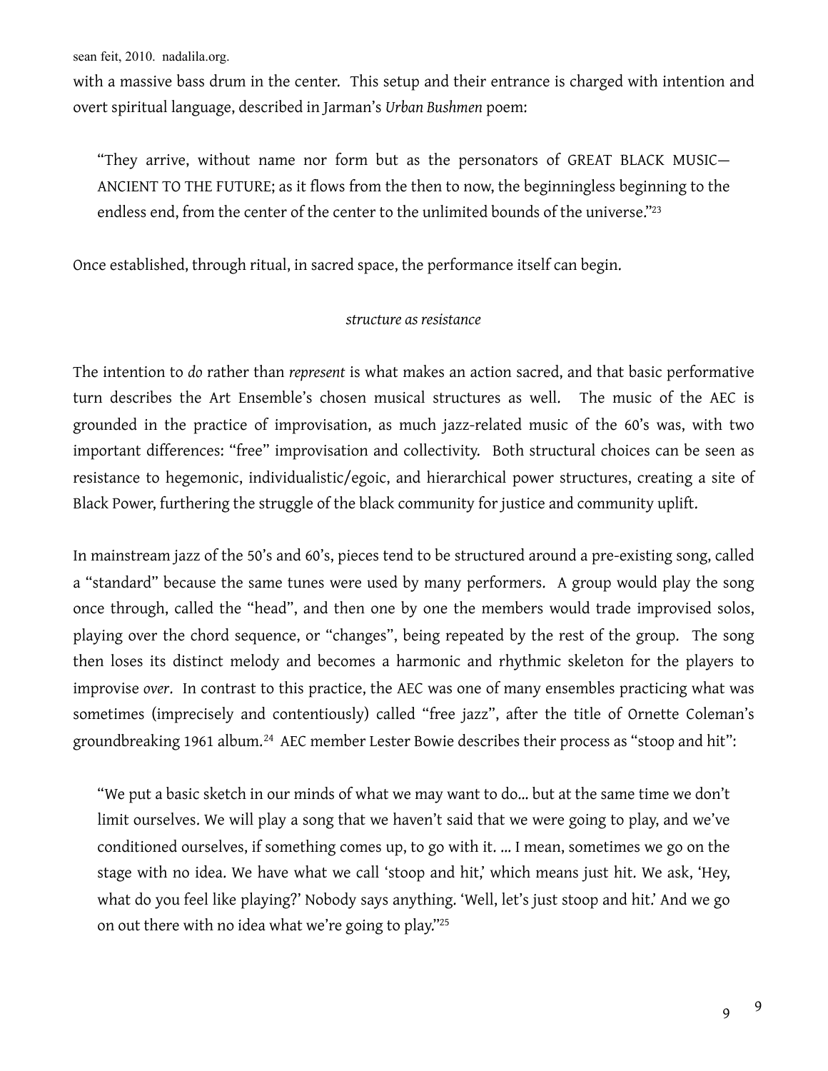with a massive bass drum in the center. This setup and their entrance is charged with intention and overt spiritual language, described in Jarman's *Urban Bushmen* poem:

> "They arrive, without name nor form but as the personators of GREAT BLACK MUSIC—ANCIENT TO THE FUTURE; as it flows from the then to now, the beginningless beginning to the endless end, from the center of the center to the unlimited bounds of the universe."[23]

Once established, through ritual, in sacred space, the performance itself can begin.

### *structure as resistance*

The intention to *do* rather than *represent* is what makes an action sacred, and that basic performative turn describes the Art Ensemble's chosen musical structures as well. The music of the AEC is grounded in the practice of improvisation, as much jazz-related music of the 60's was, with two important differences: "free" improvisation and collectivity. Both structural choices can be seen as resistance to hegemonic, individualistic/egoic, and hierarchical power structures, creating a site of Black Power, furthering the struggle of the black community for justice and community uplift.

In mainstream jazz of the 50's and 60's, pieces tend to be structured around a pre-existing song, called a "standard" because the same tunes were used by many performers. A group would play the song once through, called the "head", and then one by one the members would trade improvised solos, playing over the chord sequence, or "changes", being repeated by the rest of the group. The song then loses its distinct melody and becomes a harmonic and rhythmic skeleton for the players to improvise *over*. In contrast to this practice, the AEC was one of many ensembles practicing what was sometimes (imprecisely and contentiously) called "free jazz", after the title of Ornette Coleman's groundbreaking 1961 album.[24] AEC member Lester Bowie describes their process as "stoop and hit":

> "We put a basic sketch in our minds of what we may want to do... but at the same time we don't limit ourselves. We will play a song that we haven't said that we were going to play, and we've conditioned ourselves, if something comes up, to go with it. ... I mean, sometimes we go on the stage with no idea. We have what we call 'stoop and hit,' which means just hit. We ask, 'Hey, what do you feel like playing?' Nobody says anything. 'Well, let's just stoop and hit.' And we go on out there with no idea what we're going to play."[25]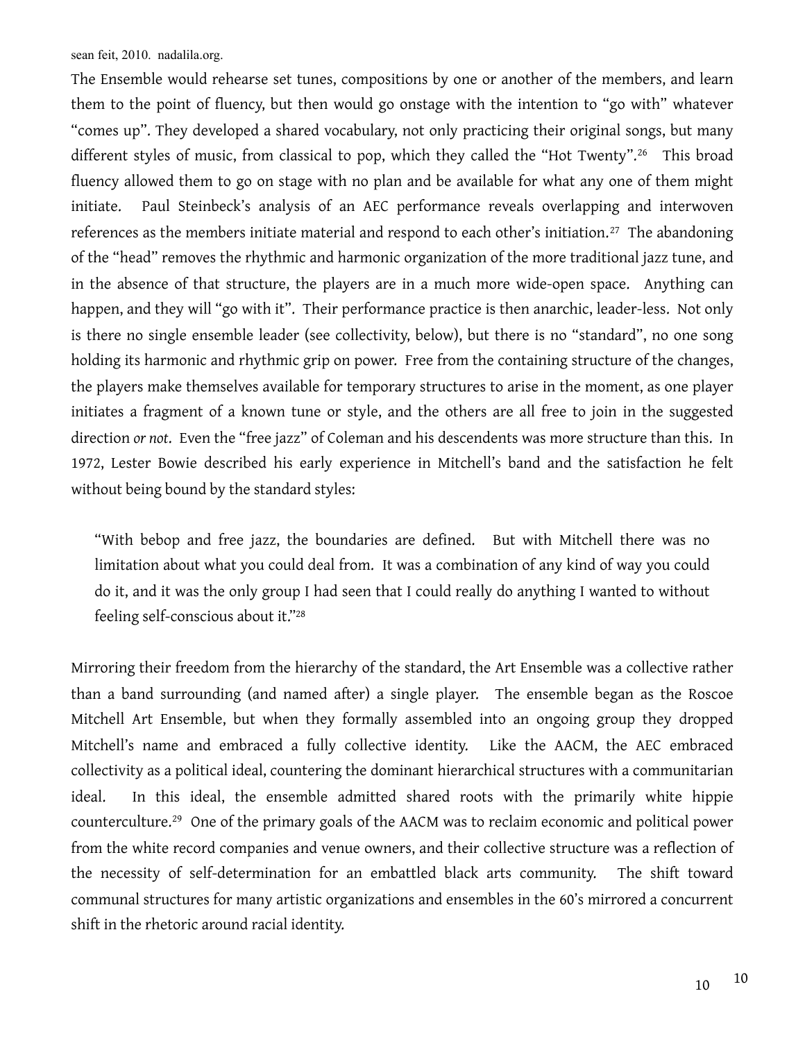The Ensemble would rehearse set tunes, compositions by one or another of the members, and learn them to the point of fluency, but then would go onstage with the intention to "go with" whatever "comes up". They developed a shared vocabulary, not only practicing their original songs, but many different styles of music, from classical to pop, which they called the "Hot Twenty".[26] This broad fluency allowed them to go on stage with no plan and be available for what any one of them might initiate. Paul Steinbeck's analysis of an AEC performance reveals overlapping and interwoven references as the members initiate material and respond to each other's initiation.[27] The abandoning of the "head" removes the rhythmic and harmonic organization of the more traditional jazz tune, and in the absence of that structure, the players are in a much more wide-open space. Anything can happen, and they will "go with it". Their performance practice is then anarchic, leader-less. Not only is there no single ensemble leader (see collectivity, below), but there is no "standard", no one song holding its harmonic and rhythmic grip on power. Free from the containing structure of the changes, the players make themselves available for temporary structures to arise in the moment, as one player initiates a fragment of a known tune or style, and the others are all free to join in the suggested direction *or not*. Even the "free jazz" of Coleman and his descendents was more structure than this. In 1972, Lester Bowie described his early experience in Mitchell's band and the satisfaction he felt without being bound by the standard styles:

> "With bebop and free jazz, the boundaries are defined. But with Mitchell there was no limitation about what you could deal from. It was a combination of any kind of way you could do it, and it was the only group I had seen that I could really do anything I wanted to without feeling self-conscious about it."[28]

Mirroring their freedom from the hierarchy of the standard, the Art Ensemble was a collective rather than a band surrounding (and named after) a single player. The ensemble began as the Roscoe Mitchell Art Ensemble, but when they formally assembled into an ongoing group they dropped Mitchell's name and embraced a fully collective identity. Like the AACM, the AEC embraced collectivity as a political ideal, countering the dominant hierarchical structures with a communitarian ideal. In this ideal, the ensemble admitted shared roots with the primarily white hippie counterculture.[29] One of the primary goals of the AACM was to reclaim economic and political power from the white record companies and venue owners, and their collective structure was a reflection of the necessity of self-determination for an embattled black arts community. The shift toward communal structures for many artistic organizations and ensembles in the 60's mirrored a concurrent shift in the rhetoric around racial identity.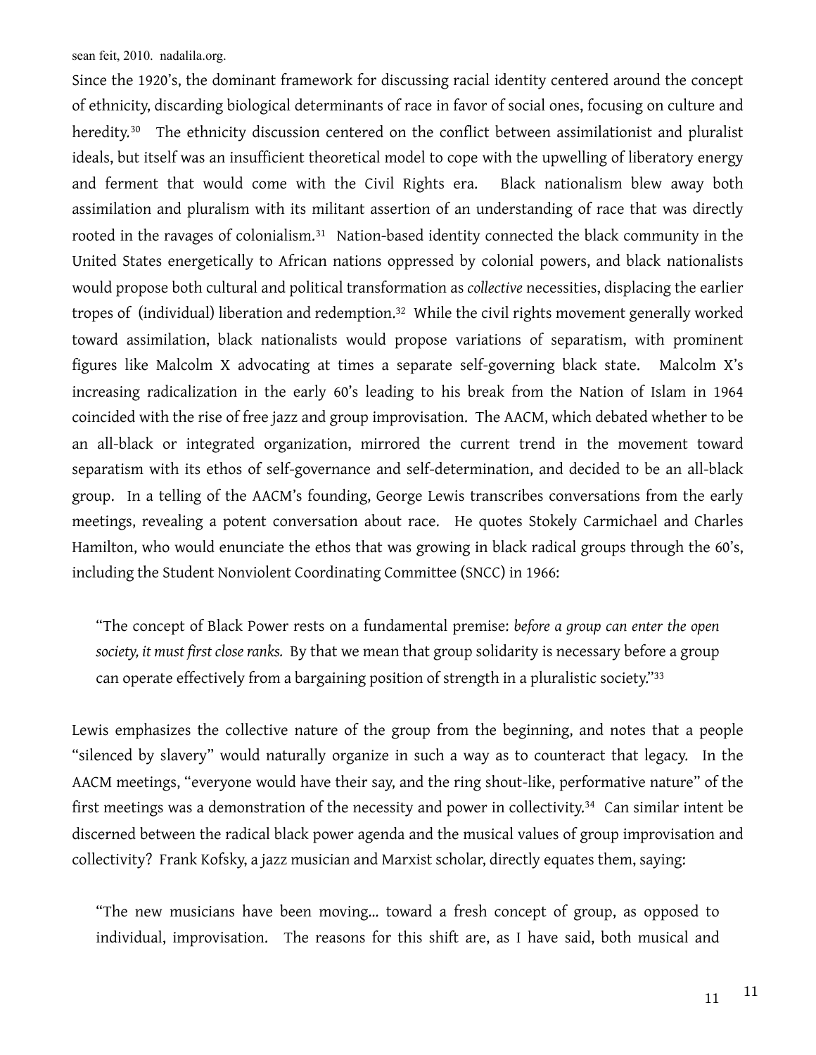Since the 1920's, the dominant framework for discussing racial identity centered around the concept of ethnicity, discarding biological determinants of race in favor of social ones, focusing on culture and heredity.[30] The ethnicity discussion centered on the conflict between assimilationist and pluralist ideals, but itself was an insufficient theoretical model to cope with the upwelling of liberatory energy and ferment that would come with the Civil Rights era. Black nationalism blew away both assimilation and pluralism with its militant assertion of an understanding of race that was directly rooted in the ravages of colonialism.[31] Nation-based identity connected the black community in the United States energetically to African nations oppressed by colonial powers, and black nationalists would propose both cultural and political transformation as *collective* necessities, displacing the earlier tropes of (individual) liberation and redemption.[32] While the civil rights movement generally worked toward assimilation, black nationalists would propose variations of separatism, with prominent figures like Malcolm X advocating at times a separate self-governing black state. Malcolm X's increasing radicalization in the early 60's leading to his break from the Nation of Islam in 1964 coincided with the rise of free jazz and group improvisation. The AACM, which debated whether to be an all-black or integrated organization, mirrored the current trend in the movement toward separatism with its ethos of self-governance and self-determination, and decided to be an all-black group. In a telling of the AACM's founding, George Lewis transcribes conversations from the early meetings, revealing a potent conversation about race. He quotes Stokely Carmichael and Charles Hamilton, who would enunciate the ethos that was growing in black radical groups through the 60's, including the Student Nonviolent Coordinating Committee (SNCC) in 1966:

> "The concept of Black Power rests on a fundamental premise: *before a group can enter the open society, it must first close ranks.* By that we mean that group solidarity is necessary before a group can operate effectively from a bargaining position of strength in a pluralistic society."[33]

Lewis emphasizes the collective nature of the group from the beginning, and notes that a people "silenced by slavery" would naturally organize in such a way as to counteract that legacy. In the AACM meetings, "everyone would have their say, and the ring shout-like, performative nature" of the first meetings was a demonstration of the necessity and power in collectivity.[34] Can similar intent be discerned between the radical black power agenda and the musical values of group improvisation and collectivity? Frank Kofsky, a jazz musician and Marxist scholar, directly equates them, saying:

> "The new musicians have been moving... toward a fresh concept of group, as opposed to individual, improvisation. The reasons for this shift are, as I have said, both musical and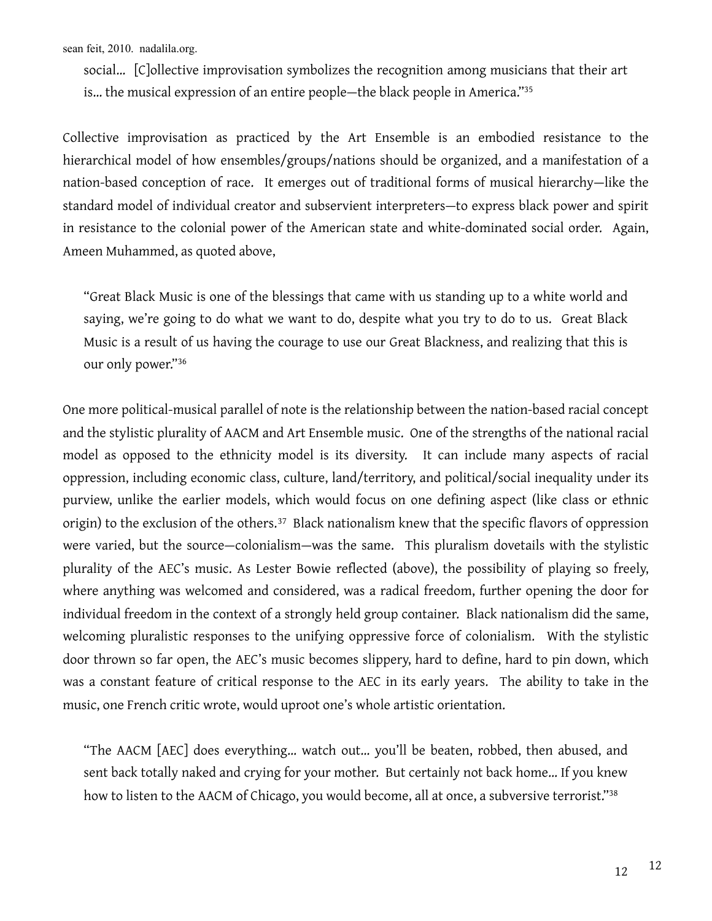> social… [C]ollective improvisation symbolizes the recognition among musicians that their art is… the musical expression of an entire people—the black people in America."[35]

Collective improvisation as practiced by the Art Ensemble is an embodied resistance to the hierarchical model of how ensembles/groups/nations should be organized, and a manifestation of a nation-based conception of race. It emerges out of traditional forms of musical hierarchy—like the standard model of individual creator and subservient interpreters—to express black power and spirit in resistance to the colonial power of the American state and white-dominated social order. Again, Ameen Muhammed, as quoted above,

> "Great Black Music is one of the blessings that came with us standing up to a white world and saying, we're going to do what we want to do, despite what you try to do to us. Great Black Music is a result of us having the courage to use our Great Blackness, and realizing that this is our only power."[36]

One more political-musical parallel of note is the relationship between the nation-based racial concept and the stylistic plurality of AACM and Art Ensemble music. One of the strengths of the national racial model as opposed to the ethnicity model is its diversity. It can include many aspects of racial oppression, including economic class, culture, land/territory, and political/social inequality under its purview, unlike the earlier models, which would focus on one defining aspect (like class or ethnic origin) to the exclusion of the others.[37] Black nationalism knew that the specific flavors of oppression were varied, but the source—colonialism—was the same. This pluralism dovetails with the stylistic plurality of the AEC's music. As Lester Bowie reflected (above), the possibility of playing so freely, where anything was welcomed and considered, was a radical freedom, further opening the door for individual freedom in the context of a strongly held group container. Black nationalism did the same, welcoming pluralistic responses to the unifying oppressive force of colonialism. With the stylistic door thrown so far open, the AEC's music becomes slippery, hard to define, hard to pin down, which was a constant feature of critical response to the AEC in its early years. The ability to take in the music, one French critic wrote, would uproot one's whole artistic orientation.

> "The AACM [AEC] does everything… watch out… you'll be beaten, robbed, then abused, and sent back totally naked and crying for your mother. But certainly not back home… If you knew how to listen to the AACM of Chicago, you would become, all at once, a subversive terrorist."[38]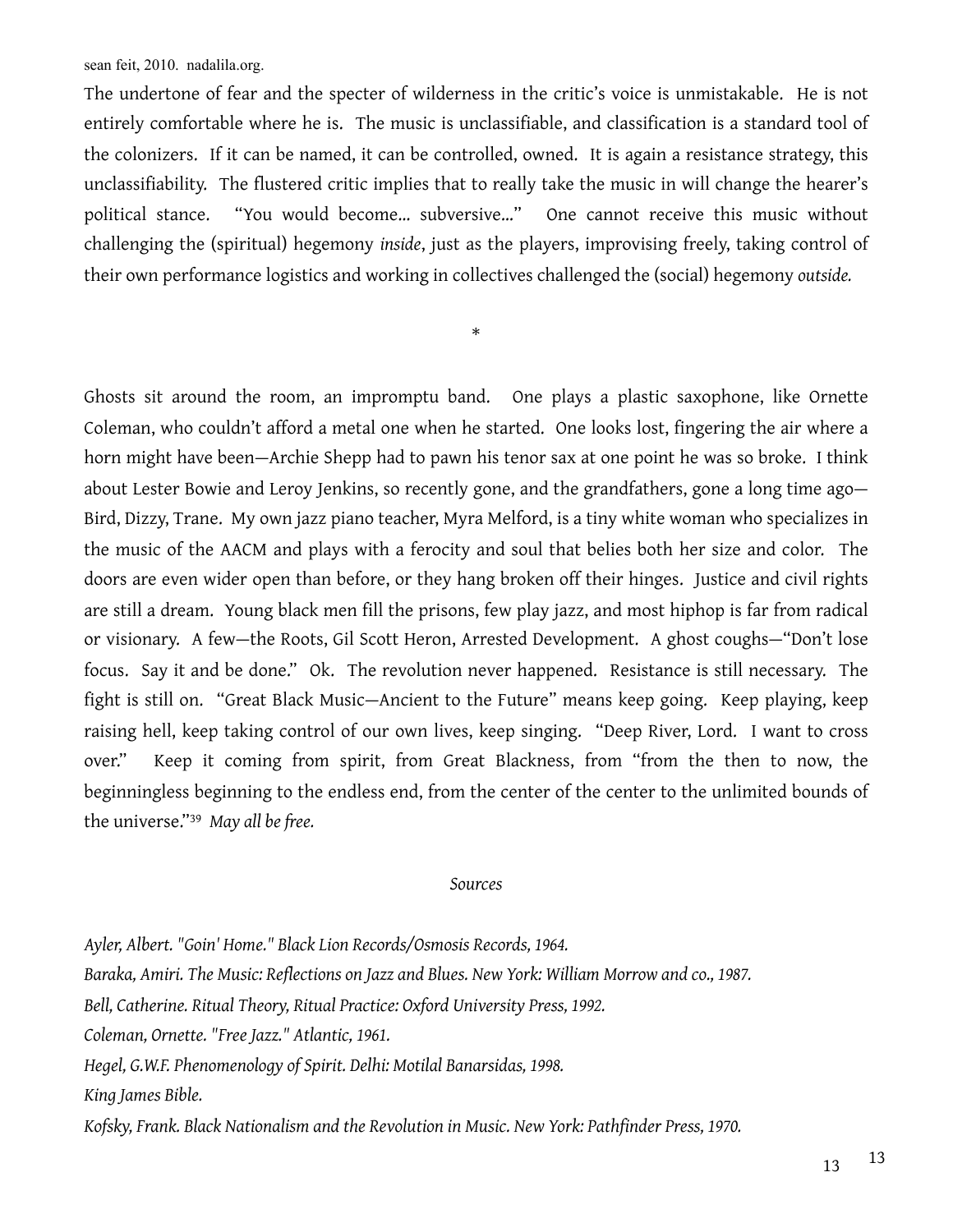The undertone of fear and the specter of wilderness in the critic's voice is unmistakable. He is not entirely comfortable where he is. The music is unclassifiable, and classification is a standard tool of the colonizers. If it can be named, it can be controlled, owned. It is again a resistance strategy, this unclassifiability. The flustered critic implies that to really take the music in will change the hearer's political stance. "You would become... subversive..." One cannot receive this music without challenging the (spiritual) hegemony *inside*, just as the players, improvising freely, taking control of their own performance logistics and working in collectives challenged the (social) hegemony *outside.*

*

Ghosts sit around the room, an impromptu band. One plays a plastic saxophone, like Ornette Coleman, who couldn't afford a metal one when he started. One looks lost, fingering the air where a horn might have been—Archie Shepp had to pawn his tenor sax at one point he was so broke. I think about Lester Bowie and Leroy Jenkins, so recently gone, and the grandfathers, gone a long time ago—Bird, Dizzy, Trane. My own jazz piano teacher, Myra Melford, is a tiny white woman who specializes in the music of the AACM and plays with a ferocity and soul that belies both her size and color. The doors are even wider open than before, or they hang broken off their hinges. Justice and civil rights are still a dream. Young black men fill the prisons, few play jazz, and most hiphop is far from radical or visionary. A few—the Roots, Gil Scott Heron, Arrested Development. A ghost coughs—"Don't lose focus. Say it and be done." Ok. The revolution never happened. Resistance is still necessary. The fight is still on. "Great Black Music—Ancient to the Future" means keep going. Keep playing, keep raising hell, keep taking control of our own lives, keep singing. "Deep River, Lord. I want to cross over." Keep it coming from spirit, from Great Blackness, from "from the then to now, the beginningless beginning to the endless end, from the center of the center to the unlimited bounds of the universe."[39] *May all be free.*

*Sources*

*Ayler, Albert. "Goin' Home." Black Lion Records/Osmosis Records, 1964.*

*Baraka, Amiri. The Music: Reflections on Jazz and Blues. New York: William Morrow and co., 1987.*

*Bell, Catherine. Ritual Theory, Ritual Practice: Oxford University Press, 1992.*

*Coleman, Ornette. "Free Jazz." Atlantic, 1961.*

*Hegel, G.W.F. Phenomenology of Spirit. Delhi: Motilal Banarsidas, 1998.*

*King James Bible.*

*Kofsky, Frank. Black Nationalism and the Revolution in Music. New York: Pathfinder Press, 1970.*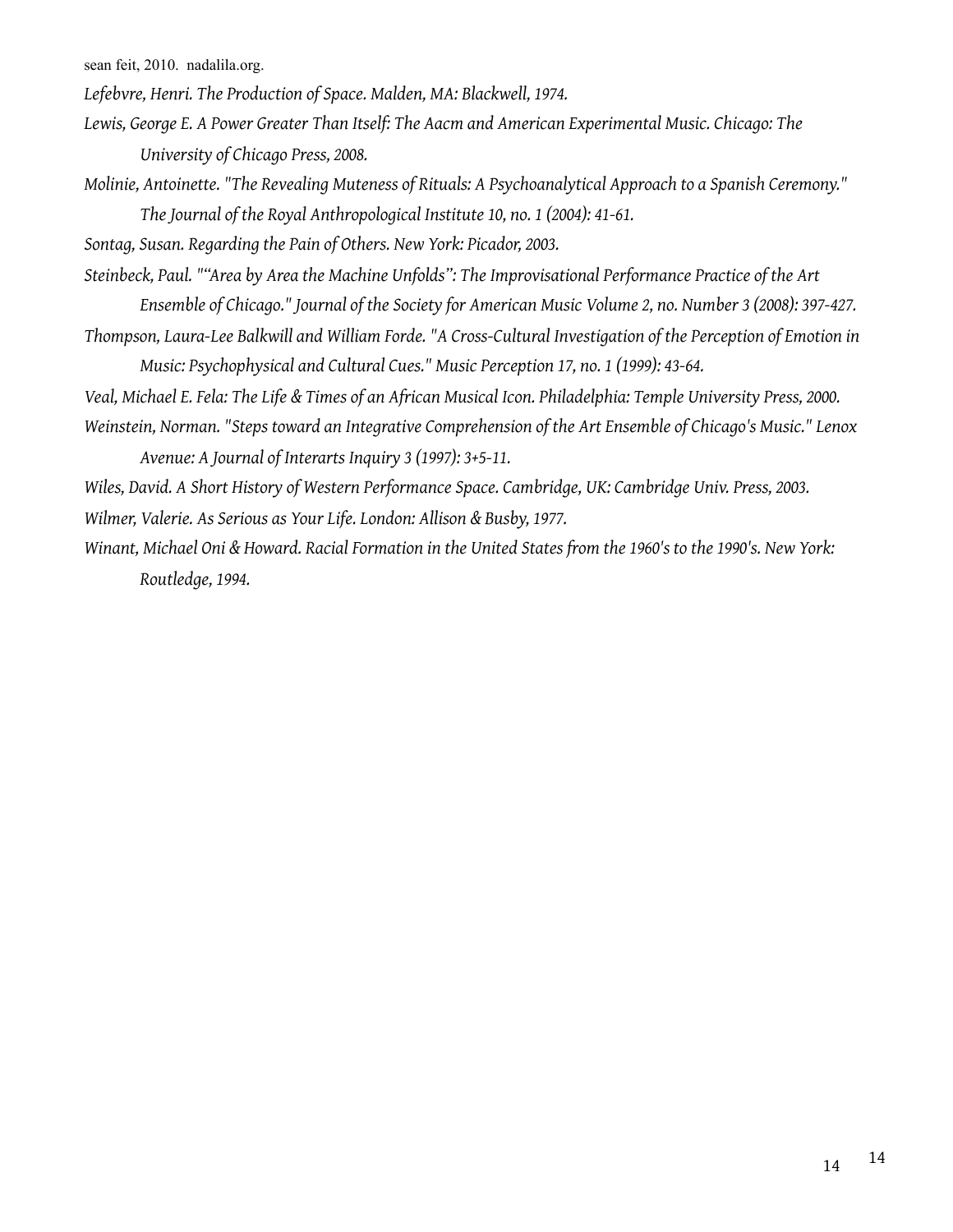*Lefebvre, Henri. The Production of Space. Malden, MA: Blackwell, 1974.*

*Lewis, George E. A Power Greater Than Itself: The Aacm and American Experimental Music. Chicago: The University of Chicago Press, 2008.*

*Molinie, Antoinette. "The Revealing Muteness of Rituals: A Psychoanalytical Approach to a Spanish Ceremony." The Journal of the Royal Anthropological Institute 10, no. 1 (2004): 41-61.*

*Sontag, Susan. Regarding the Pain of Others. New York: Picador, 2003.*

*Steinbeck, Paul. "“Area by Area the Machine Unfolds”: The Improvisational Performance Practice of the Art Ensemble of Chicago." Journal of the Society for American Music Volume 2, no. Number 3 (2008): 397-427.*

*Thompson, Laura-Lee Balkwill and William Forde. "A Cross-Cultural Investigation of the Perception of Emotion in Music: Psychophysical and Cultural Cues." Music Perception 17, no. 1 (1999): 43-64.*

*Veal, Michael E. Fela: The Life & Times of an African Musical Icon. Philadelphia: Temple University Press, 2000.*

*Weinstein, Norman. "Steps toward an Integrative Comprehension of the Art Ensemble of Chicago's Music." Lenox Avenue: A Journal of Interarts Inquiry 3 (1997): 3+5-11.*

*Wiles, David. A Short History of Western Performance Space. Cambridge, UK: Cambridge Univ. Press, 2003.*

*Wilmer, Valerie. As Serious as Your Life. London: Allison & Busby, 1977.*

*Winant, Michael Oni & Howard. Racial Formation in the United States from the 1960's to the 1990's. New York: Routledge, 1994.*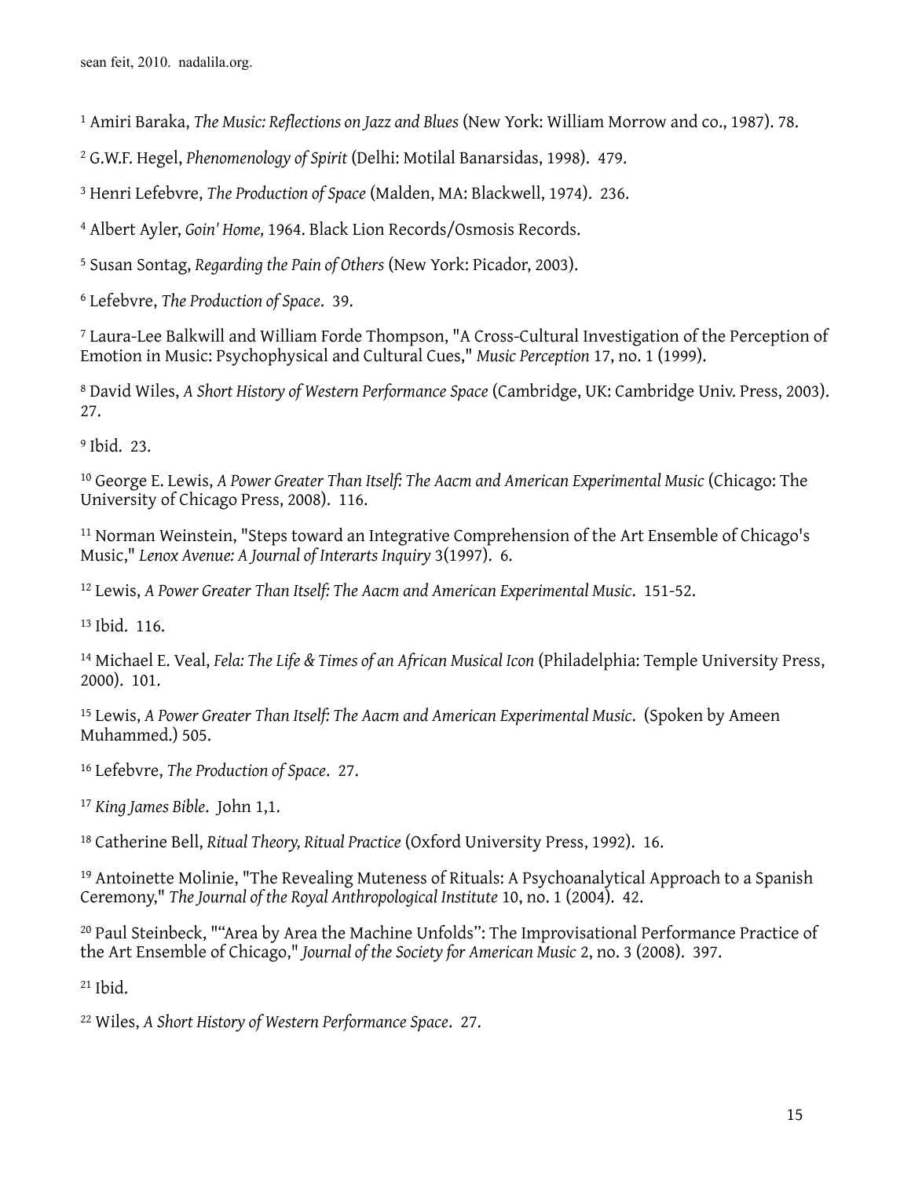[1] Amiri Baraka, *The Music: Reflections on Jazz and Blues* (New York: William Morrow and co., 1987). 78.

[2] G.W.F. Hegel, *Phenomenology of Spirit* (Delhi: Motilal Banarsidas, 1998). 479.

[3] Henri Lefebvre, *The Production of Space* (Malden, MA: Blackwell, 1974). 236.

[4] Albert Ayler, *Goin' Home,* 1964. Black Lion Records/Osmosis Records.

[5] Susan Sontag, *Regarding the Pain of Others* (New York: Picador, 2003).

[6] Lefebvre, *The Production of Space*. 39.

[7] Laura-Lee Balkwill and William Forde Thompson, "A Cross-Cultural Investigation of the Perception of Emotion in Music: Psychophysical and Cultural Cues," *Music Perception* 17, no. 1 (1999).

[8] David Wiles, *A Short History of Western Performance Space* (Cambridge, UK: Cambridge Univ. Press, 2003). 27.

[9] Ibid. 23.

[10] George E. Lewis, *A Power Greater Than Itself: The Aacm and American Experimental Music* (Chicago: The University of Chicago Press, 2008). 116.

[11] Norman Weinstein, "Steps toward an Integrative Comprehension of the Art Ensemble of Chicago's Music," *Lenox Avenue: A Journal of Interarts Inquiry* 3(1997). 6.

[12] Lewis, *A Power Greater Than Itself: The Aacm and American Experimental Music*. 151-52.

[13] Ibid. 116.

[14] Michael E. Veal, *Fela: The Life & Times of an African Musical Icon* (Philadelphia: Temple University Press, 2000). 101.

[15] Lewis, *A Power Greater Than Itself: The Aacm and American Experimental Music*. (Spoken by Ameen Muhammed.) 505.

[16] Lefebvre, *The Production of Space*. 27.

[17] *King James Bible*. John 1,1.

[18] Catherine Bell, *Ritual Theory, Ritual Practice* (Oxford University Press, 1992). 16.

[19] Antoinette Molinie, "The Revealing Muteness of Rituals: A Psychoanalytical Approach to a Spanish Ceremony," *The Journal of the Royal Anthropological Institute* 10, no. 1 (2004). 42.

[20] Paul Steinbeck, "“Area by Area the Machine Unfolds”: The Improvisational Performance Practice of the Art Ensemble of Chicago," *Journal of the Society for American Music* 2, no. 3 (2008). 397.

[21] Ibid.

[22] Wiles, *A Short History of Western Performance Space*. 27.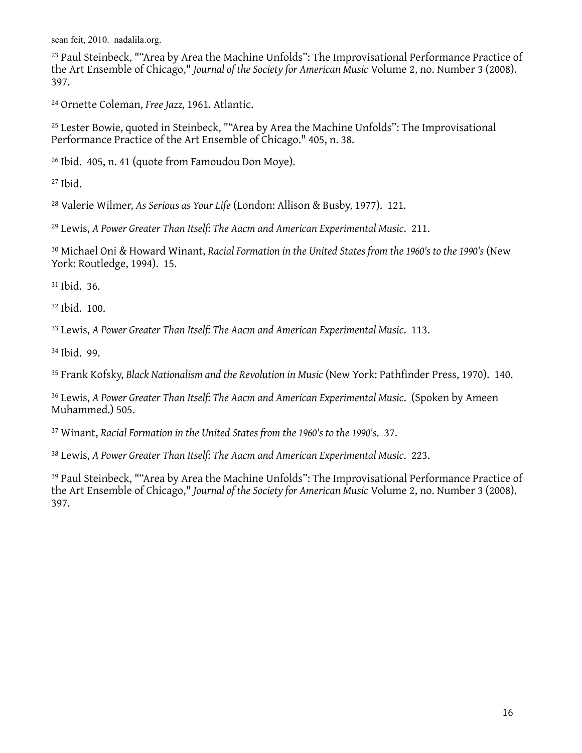[23] Paul Steinbeck, "“Area by Area the Machine Unfolds”: The Improvisational Performance Practice of the Art Ensemble of Chicago," *Journal of the Society for American Music* Volume 2, no. Number 3 (2008). 397.

[24] Ornette Coleman, *Free Jazz,* 1961. Atlantic.

[25] Lester Bowie, quoted in Steinbeck, "“Area by Area the Machine Unfolds”: The Improvisational Performance Practice of the Art Ensemble of Chicago." 405, n. 38.

[26] Ibid. 405, n. 41 (quote from Famoudou Don Moye).

[27] Ibid.

[28] Valerie Wilmer, *As Serious as Your Life* (London: Allison & Busby, 1977). 121.

[29] Lewis, *A Power Greater Than Itself: The Aacm and American Experimental Music*. 211.

[30] Michael Oni & Howard Winant, *Racial Formation in the United States from the 1960's to the 1990's* (New York: Routledge, 1994). 15.

[31] Ibid. 36.

[32] Ibid. 100.

[33] Lewis, *A Power Greater Than Itself: The Aacm and American Experimental Music*. 113.

[34] Ibid. 99.

[35] Frank Kofsky, *Black Nationalism and the Revolution in Music* (New York: Pathfinder Press, 1970). 140.

[36] Lewis, *A Power Greater Than Itself: The Aacm and American Experimental Music*. (Spoken by Ameen Muhammed.) 505.

[37] Winant, *Racial Formation in the United States from the 1960's to the 1990's*. 37.

[38] Lewis, *A Power Greater Than Itself: The Aacm and American Experimental Music*. 223.

[39] Paul Steinbeck, "“Area by Area the Machine Unfolds”: The Improvisational Performance Practice of the Art Ensemble of Chicago," *Journal of the Society for American Music* Volume 2, no. Number 3 (2008). 397.